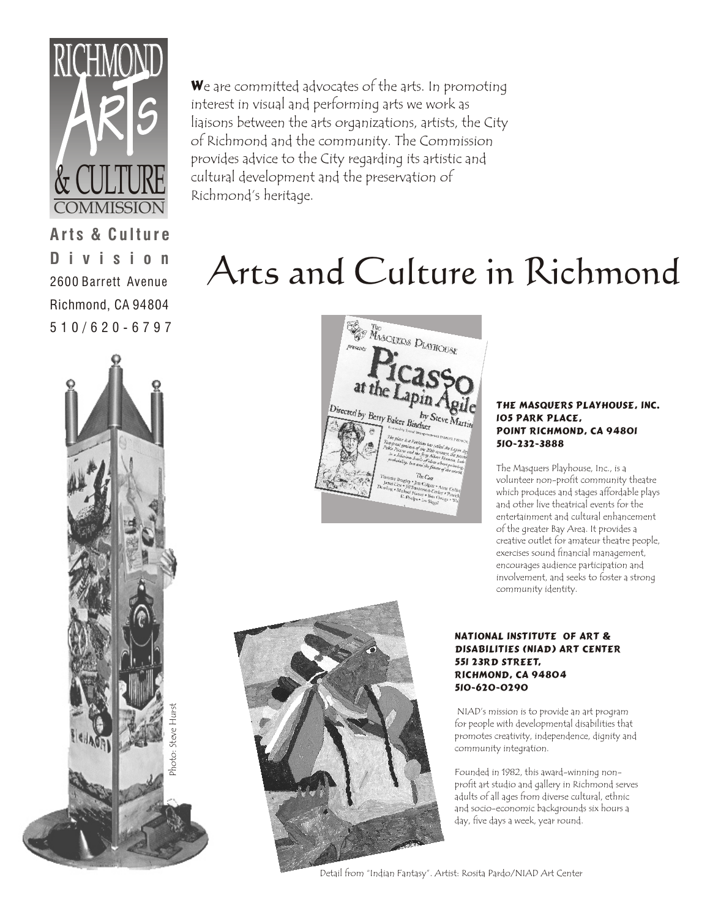**Arts & Culture Division**
2600 Barrett Avenue
Richmond, CA 94804
510/620-6797

We are committed advocates of the arts. In promoting interest in visual and performing arts we work as liaisons between the arts organizations, artists, the City of Richmond and the community. The Commission provides advice to the City regarding its artistic and cultural development and the preservation of Richmond's heritage.

# Arts and Culture in Richmond

**THE MASQUERS PLAYHOUSE, INC.**
**105 PARK PLACE,**
**POINT RICHMOND, CA 94801**
**510-232-3888**

The Masquers Playhouse, Inc., is a volunteer non-profit community theatre which produces and stages affordable plays and other live theatrical events for the entertainment and cultural enhancement of the greater Bay Area. It provides a creative outlet for amateur theatre people, exercises sound financial management, encourages audience participation and involvement, and seeks to foster a strong community identity.

**NATIONAL INSTITUTE OF ART & DISABILITIES (NIAD) ART CENTER**
**551 23RD STREET,**
**RICHMOND, CA 94804**
**510-620-0290**

NIAD's mission is to provide an art program for people with developmental disabilities that promotes creativity, independence, dignity and community integration.

Founded in 1982, this award-winning non-profit art studio and gallery in Richmond serves adults of all ages from diverse cultural, ethnic and socio-economic backgrounds six hours a day, five days a week, year round.

Photo: Steve Hurst

Detail from "Indian Fantasy". Artist: Rosita Pardo/NIAD Art Center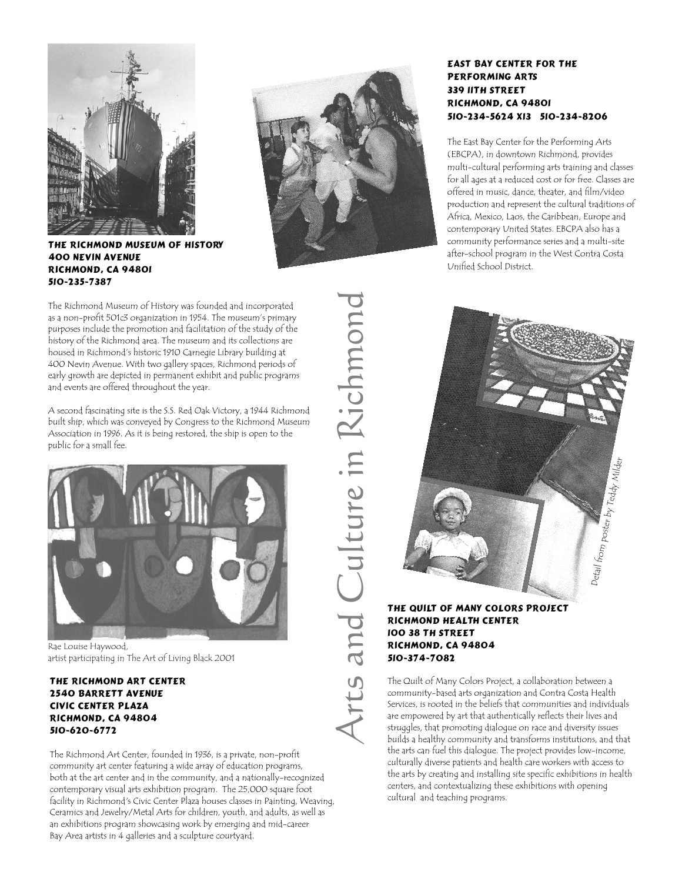# Arts and Culture in Richmond

### THE RICHMOND MUSEUM OF HISTORY
**400 NEVIN AVENUE**
**RICHMOND, CA 94801**
**510-235-7387**

The Richmond Museum of History was founded and incorporated as a non-profit 501c3 organization in 1954. The museum's primary purposes include the promotion and facilitation of the study of the history of the Richmond area. The museum and its collections are housed in Richmond's historic 1910 Carnegie Library building at 400 Nevin Avenue. With two gallery spaces, Richmond periods of early growth are depicted in permanent exhibit and public programs and events are offered throughout the year.

A second fascinating site is the S.S. Red Oak Victory, a 1944 Richmond built ship, which was conveyed by Congress to the Richmond Museum Association in 1996. As it is being restored, the ship is open to the public for a small fee.

Rae Louise Haywood,
artist participating in The Art of Living Black 2001

### THE RICHMOND ART CENTER
**2540 BARRETT AVENUE**
**CIVIC CENTER PLAZA**
**RICHMOND, CA 94804**
**510-620-6772**

The Richmond Art Center, founded in 1936, is a private, non-profit community art center featuring a wide array of education programs, both at the art center and in the community, and a nationally-recognized contemporary visual arts exhibition program. The 25,000 square foot facility in Richmond's Civic Center Plaza houses classes in Painting, Weaving, Ceramics and Jewelry/Metal Arts for children, youth, and adults, as well as an exhibitions program showcasing work by emerging and mid-career Bay Area artists in 4 galleries and a sculpture courtyard.

### EAST BAY CENTER FOR THE PERFORMING ARTS
**339 11TH STREET**
**RICHMOND, CA 94801**
**510-234-5624 X13 510-234-8206**

The East Bay Center for the Performing Arts (EBCPA), in downtown Richmond, provides multi-cultural performing arts training and classes for all ages at a reduced cost or for free. Classes are offered in music, dance, theater, and film/video production and represent the cultural traditions of Africa, Mexico, Laos, the Caribbean, Europe and contemporary United States. EBCPA also has a community performance series and a multi-site after-school program in the West Contra Costa Unified School District.

*Detail from poster by Teddy Milder*

### THE QUILT OF MANY COLORS PROJECT
**RICHMOND HEALTH CENTER**
**100 38 TH STREET**
**RICHMOND, CA 94804**
**510-374-7082**

The Quilt of Many Colors Project, a collaboration between a community-based arts organization and Contra Costa Health Services, is rooted in the beliefs that communities and individuals are empowered by art that authentically reflects their lives and struggles, that promoting dialogue on race and diversity issues builds a healthy community and transforms institutions, and that the arts can fuel this dialogue. The project provides low-income, culturally diverse patients and health care workers with access to the arts by creating and installing site specific exhibitions in health centers, and contextualizing these exhibitions with opening cultural and teaching programs.